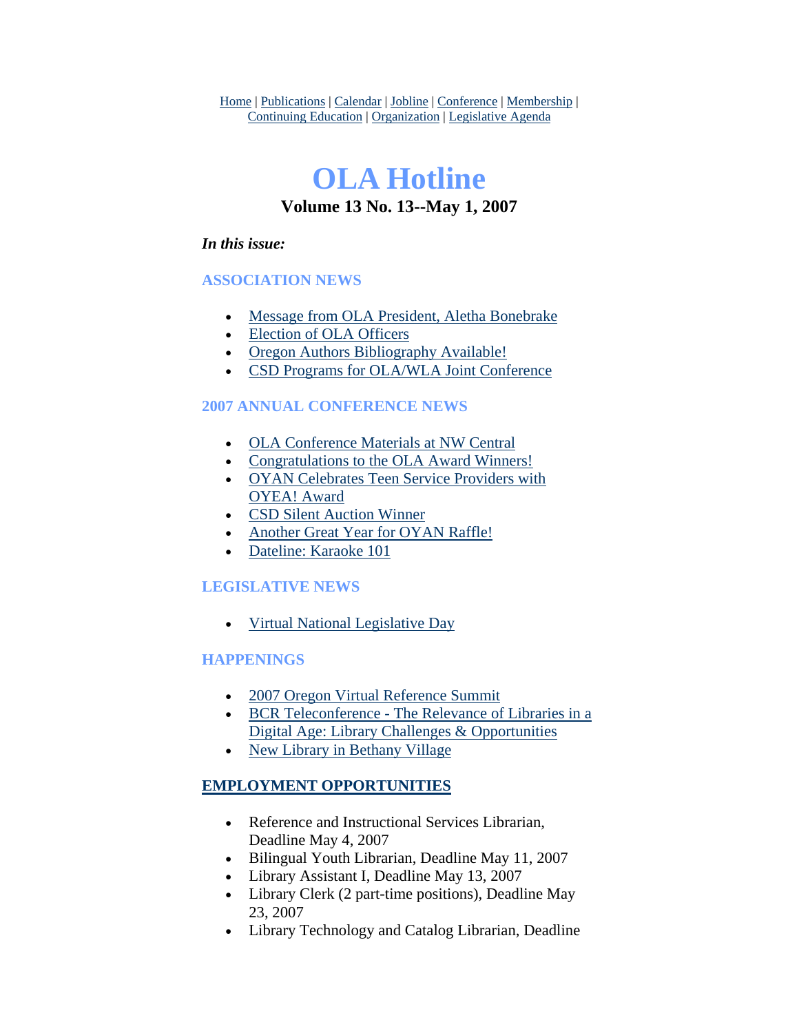Home | Publications | Calendar | Jobline | Conference | Membership | Continuing Education | Organization | Legislative Agenda

# OLA Hotline

### Volume 13 No. 13--May 1, 2007

***In this issue:***

## ASSOCIATION NEWS

- Message from OLA President, Aletha Bonebrake
- Election of OLA Officers
- Oregon Authors Bibliography Available!
- CSD Programs for OLA/WLA Joint Conference

## 2007 ANNUAL CONFERENCE NEWS

- OLA Conference Materials at NW Central
- Congratulations to the OLA Award Winners!
- OYAN Celebrates Teen Service Providers with OYEA! Award
- CSD Silent Auction Winner
- Another Great Year for OYAN Raffle!
- Dateline: Karaoke 101

## LEGISLATIVE NEWS

- Virtual National Legislative Day

## HAPPENINGS

- 2007 Oregon Virtual Reference Summit
- BCR Teleconference - The Relevance of Libraries in a Digital Age: Library Challenges & Opportunities
- New Library in Bethany Village

## EMPLOYMENT OPPORTUNITIES

- Reference and Instructional Services Librarian, Deadline May 4, 2007
- Bilingual Youth Librarian, Deadline May 11, 2007
- Library Assistant I, Deadline May 13, 2007
- Library Clerk (2 part-time positions), Deadline May 23, 2007
- Library Technology and Catalog Librarian, Deadline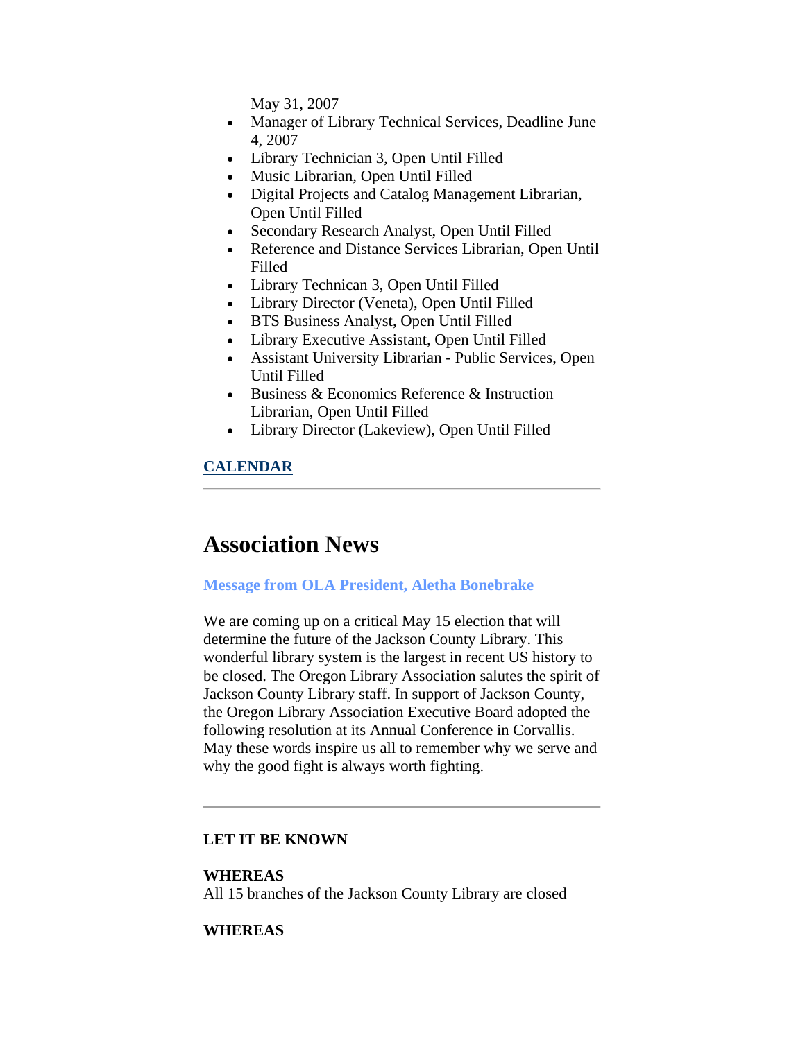May 31, 2007

- Manager of Library Technical Services, Deadline June 4, 2007
- Library Technician 3, Open Until Filled
- Music Librarian, Open Until Filled
- Digital Projects and Catalog Management Librarian, Open Until Filled
- Secondary Research Analyst, Open Until Filled
- Reference and Distance Services Librarian, Open Until Filled
- Library Technican 3, Open Until Filled
- Library Director (Veneta), Open Until Filled
- BTS Business Analyst, Open Until Filled
- Library Executive Assistant, Open Until Filled
- Assistant University Librarian - Public Services, Open Until Filled
- Business & Economics Reference & Instruction Librarian, Open Until Filled
- Library Director (Lakeview), Open Until Filled

**CALENDAR**

---

# Association News

### Message from OLA President, Aletha Bonebrake

We are coming up on a critical May 15 election that will determine the future of the Jackson County Library. This wonderful library system is the largest in recent US history to be closed. The Oregon Library Association salutes the spirit of Jackson County Library staff. In support of Jackson County, the Oregon Library Association Executive Board adopted the following resolution at its Annual Conference in Corvallis. May these words inspire us all to remember why we serve and why the good fight is always worth fighting.

---

**LET IT BE KNOWN**

**WHEREAS**
All 15 branches of the Jackson County Library are closed

**WHEREAS**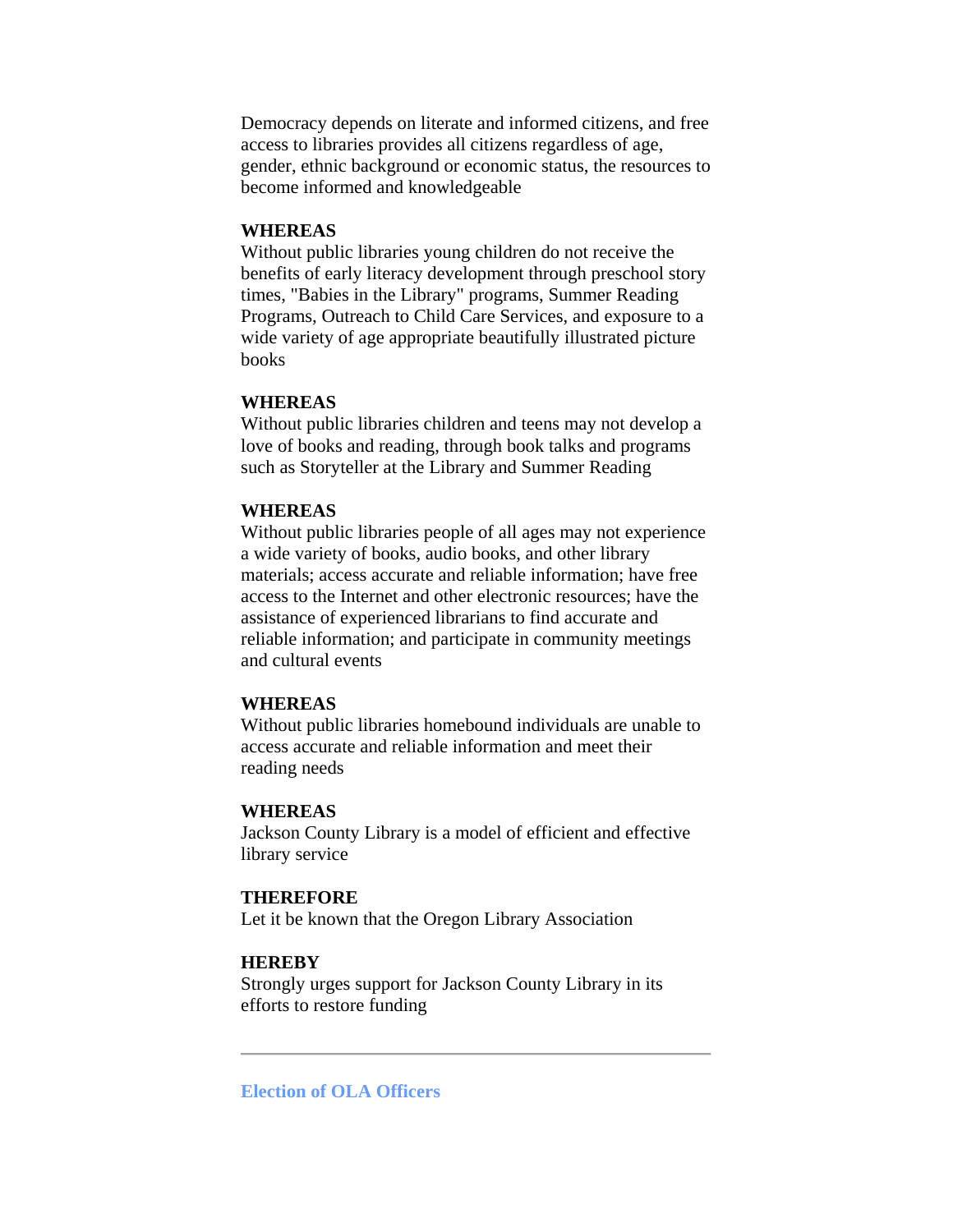Democracy depends on literate and informed citizens, and free access to libraries provides all citizens regardless of age, gender, ethnic background or economic status, the resources to become informed and knowledgeable

**WHEREAS**
Without public libraries young children do not receive the benefits of early literacy development through preschool story times, "Babies in the Library" programs, Summer Reading Programs, Outreach to Child Care Services, and exposure to a wide variety of age appropriate beautifully illustrated picture books

**WHEREAS**
Without public libraries children and teens may not develop a love of books and reading, through book talks and programs such as Storyteller at the Library and Summer Reading

**WHEREAS**
Without public libraries people of all ages may not experience a wide variety of books, audio books, and other library materials; access accurate and reliable information; have free access to the Internet and other electronic resources; have the assistance of experienced librarians to find accurate and reliable information; and participate in community meetings and cultural events

**WHEREAS**
Without public libraries homebound individuals are unable to access accurate and reliable information and meet their reading needs

**WHEREAS**
Jackson County Library is a model of efficient and effective library service

**THEREFORE**
Let it be known that the Oregon Library Association

**HEREBY**
Strongly urges support for Jackson County Library in its efforts to restore funding

---

### Election of OLA Officers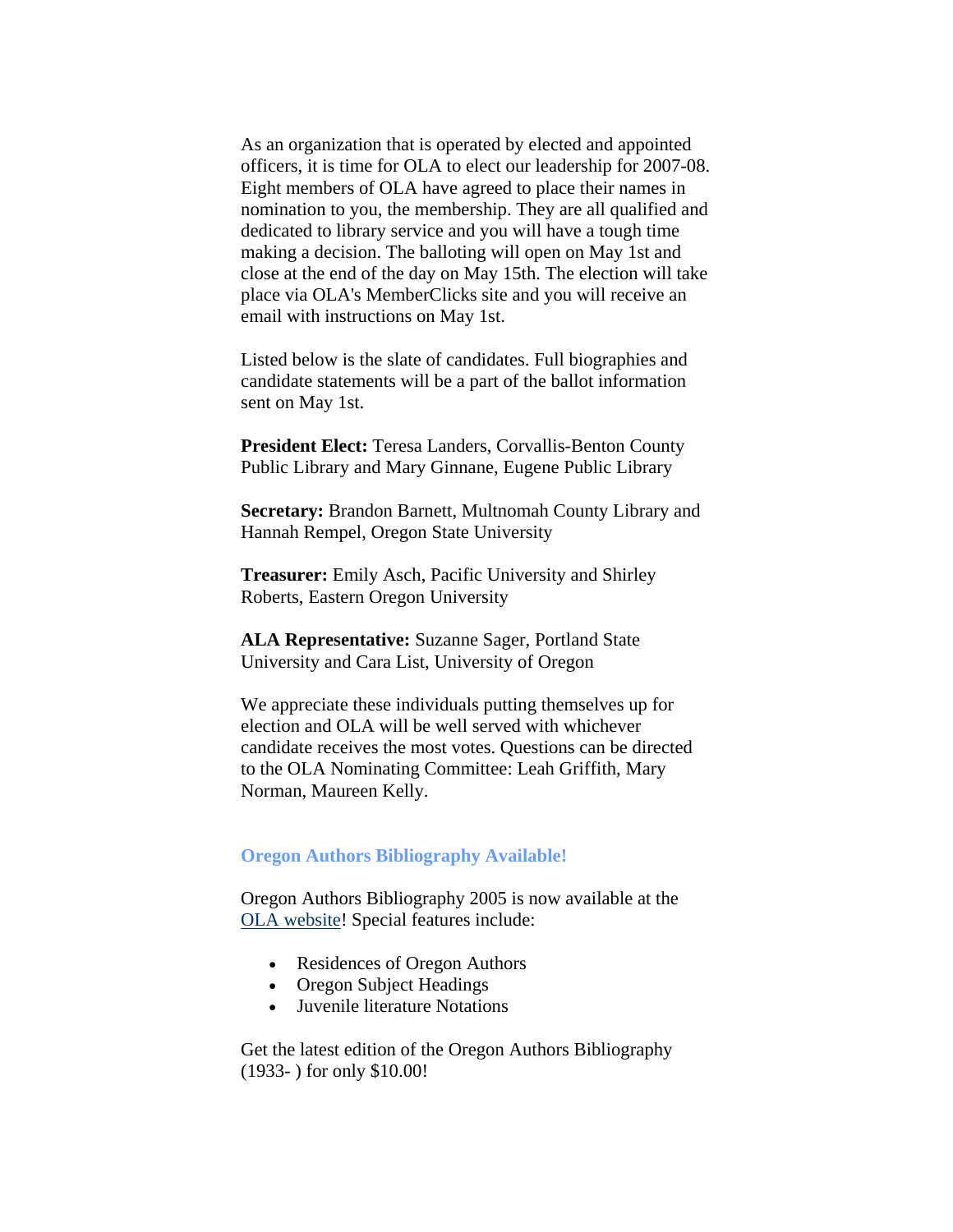As an organization that is operated by elected and appointed officers, it is time for OLA to elect our leadership for 2007-08. Eight members of OLA have agreed to place their names in nomination to you, the membership. They are all qualified and dedicated to library service and you will have a tough time making a decision. The balloting will open on May 1st and close at the end of the day on May 15th. The election will take place via OLA's MemberClicks site and you will receive an email with instructions on May 1st.

Listed below is the slate of candidates. Full biographies and candidate statements will be a part of the ballot information sent on May 1st.

**President Elect:** Teresa Landers, Corvallis-Benton County Public Library and Mary Ginnane, Eugene Public Library

**Secretary:** Brandon Barnett, Multnomah County Library and Hannah Rempel, Oregon State University

**Treasurer:** Emily Asch, Pacific University and Shirley Roberts, Eastern Oregon University

**ALA Representative:** Suzanne Sager, Portland State University and Cara List, University of Oregon

We appreciate these individuals putting themselves up for election and OLA will be well served with whichever candidate receives the most votes. Questions can be directed to the OLA Nominating Committee: Leah Griffith, Mary Norman, Maureen Kelly.

### Oregon Authors Bibliography Available!

Oregon Authors Bibliography 2005 is now available at the OLA website! Special features include:

- Residences of Oregon Authors
- Oregon Subject Headings
- Juvenile literature Notations

Get the latest edition of the Oregon Authors Bibliography (1933- ) for only $10.00!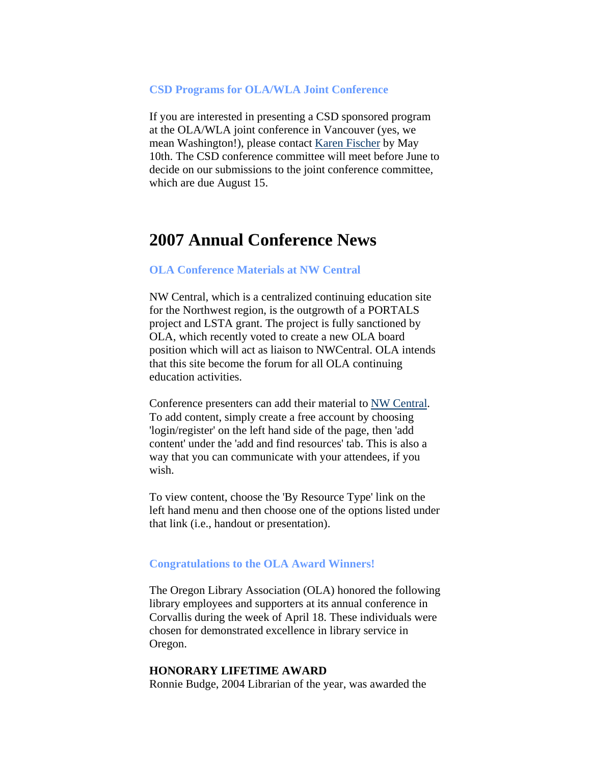### CSD Programs for OLA/WLA Joint Conference

If you are interested in presenting a CSD sponsored program at the OLA/WLA joint conference in Vancouver (yes, we mean Washington!), please contact [Karen Fischer] by May 10th. The CSD conference committee will meet before June to decide on our submissions to the joint conference committee, which are due August 15.

# 2007 Annual Conference News

### OLA Conference Materials at NW Central

NW Central, which is a centralized continuing education site for the Northwest region, is the outgrowth of a PORTALS project and LSTA grant. The project is fully sanctioned by OLA, which recently voted to create a new OLA board position which will act as liaison to NWCentral. OLA intends that this site become the forum for all OLA continuing education activities.

Conference presenters can add their material to [NW Central]. To add content, simply create a free account by choosing 'login/register' on the left hand side of the page, then 'add content' under the 'add and find resources' tab. This is also a way that you can communicate with your attendees, if you wish.

To view content, choose the 'By Resource Type' link on the left hand menu and then choose one of the options listed under that link (i.e., handout or presentation).

### Congratulations to the OLA Award Winners!

The Oregon Library Association (OLA) honored the following library employees and supporters at its annual conference in Corvallis during the week of April 18. These individuals were chosen for demonstrated excellence in library service in Oregon.

**HONORARY LIFETIME AWARD**
Ronnie Budge, 2004 Librarian of the year, was awarded the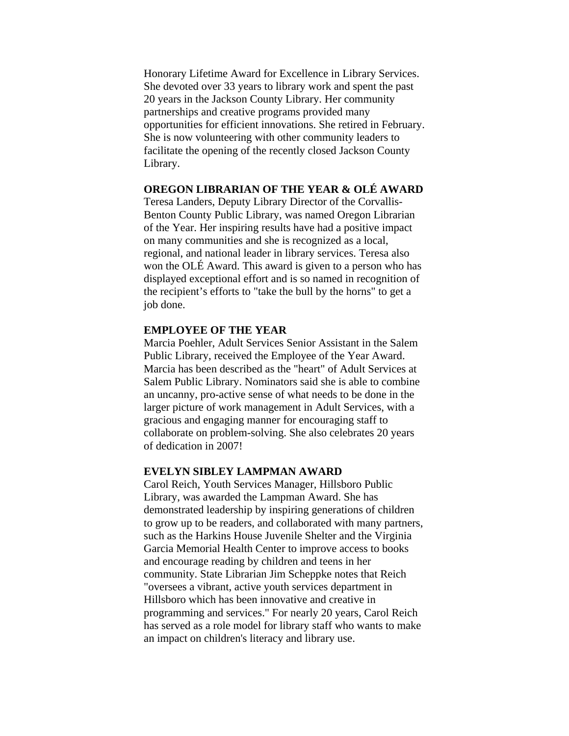Honorary Lifetime Award for Excellence in Library Services. She devoted over 33 years to library work and spent the past 20 years in the Jackson County Library. Her community partnerships and creative programs provided many opportunities for efficient innovations. She retired in February. She is now volunteering with other community leaders to facilitate the opening of the recently closed Jackson County Library.

**OREGON LIBRARIAN OF THE YEAR & OLÉ AWARD**

Teresa Landers, Deputy Library Director of the Corvallis-Benton County Public Library, was named Oregon Librarian of the Year. Her inspiring results have had a positive impact on many communities and she is recognized as a local, regional, and national leader in library services. Teresa also won the OLÉ Award. This award is given to a person who has displayed exceptional effort and is so named in recognition of the recipient's efforts to "take the bull by the horns" to get a job done.

**EMPLOYEE OF THE YEAR**

Marcia Poehler, Adult Services Senior Assistant in the Salem Public Library, received the Employee of the Year Award. Marcia has been described as the "heart" of Adult Services at Salem Public Library. Nominators said she is able to combine an uncanny, pro-active sense of what needs to be done in the larger picture of work management in Adult Services, with a gracious and engaging manner for encouraging staff to collaborate on problem-solving. She also celebrates 20 years of dedication in 2007!

**EVELYN SIBLEY LAMPMAN AWARD**

Carol Reich, Youth Services Manager, Hillsboro Public Library, was awarded the Lampman Award. She has demonstrated leadership by inspiring generations of children to grow up to be readers, and collaborated with many partners, such as the Harkins House Juvenile Shelter and the Virginia Garcia Memorial Health Center to improve access to books and encourage reading by children and teens in her community. State Librarian Jim Scheppke notes that Reich "oversees a vibrant, active youth services department in Hillsboro which has been innovative and creative in programming and services." For nearly 20 years, Carol Reich has served as a role model for library staff who wants to make an impact on children's literacy and library use.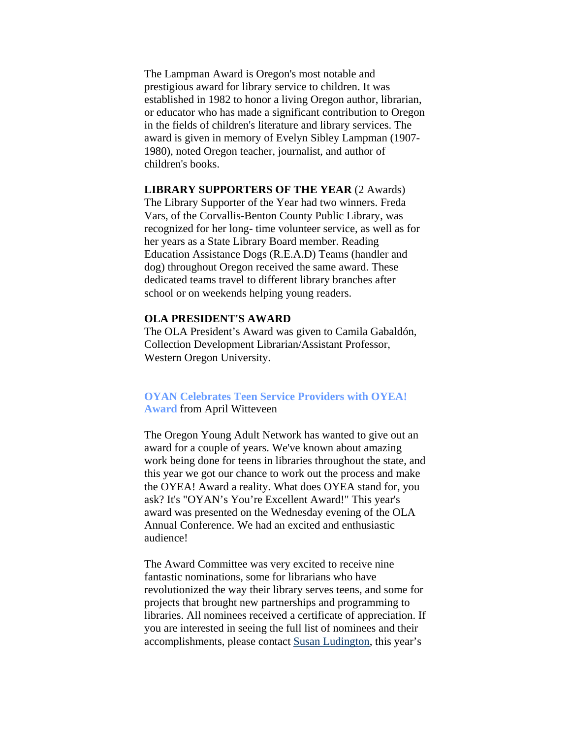The Lampman Award is Oregon's most notable and prestigious award for library service to children. It was established in 1982 to honor a living Oregon author, librarian, or educator who has made a significant contribution to Oregon in the fields of children's literature and library services. The award is given in memory of Evelyn Sibley Lampman (1907-1980), noted Oregon teacher, journalist, and author of children's books.

**LIBRARY SUPPORTERS OF THE YEAR** (2 Awards)
The Library Supporter of the Year had two winners. Freda Vars, of the Corvallis-Benton County Public Library, was recognized for her long- time volunteer service, as well as for her years as a State Library Board member. Reading Education Assistance Dogs (R.E.A.D) Teams (handler and dog) throughout Oregon received the same award. These dedicated teams travel to different library branches after school or on weekends helping young readers.

**OLA PRESIDENT'S AWARD**
The OLA President's Award was given to Camila Gabaldón, Collection Development Librarian/Assistant Professor, Western Oregon University.

**OYAN Celebrates Teen Service Providers with OYEA! Award** from April Witteveen

The Oregon Young Adult Network has wanted to give out an award for a couple of years. We've known about amazing work being done for teens in libraries throughout the state, and this year we got our chance to work out the process and make the OYEA! Award a reality. What does OYEA stand for, you ask? It's "OYAN's You're Excellent Award!" This year's award was presented on the Wednesday evening of the OLA Annual Conference. We had an excited and enthusiastic audience!

The Award Committee was very excited to receive nine fantastic nominations, some for librarians who have revolutionized the way their library serves teens, and some for projects that brought new partnerships and programming to libraries. All nominees received a certificate of appreciation. If you are interested in seeing the full list of nominees and their accomplishments, please contact Susan Ludington, this year's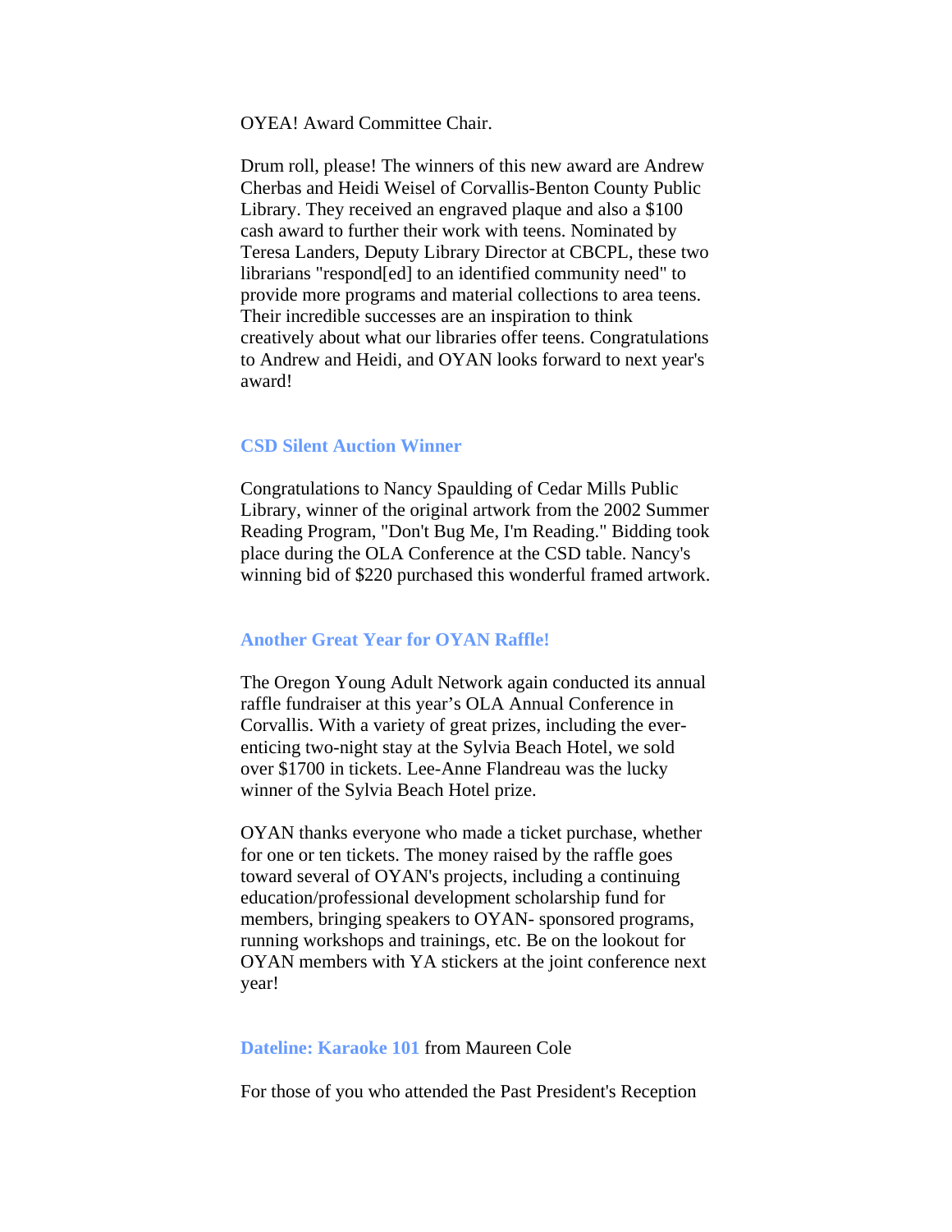OYEA! Award Committee Chair.

Drum roll, please! The winners of this new award are Andrew Cherbas and Heidi Weisel of Corvallis-Benton County Public Library. They received an engraved plaque and also a $100 cash award to further their work with teens. Nominated by Teresa Landers, Deputy Library Director at CBCPL, these two librarians "respond[ed] to an identified community need" to provide more programs and material collections to area teens. Their incredible successes are an inspiration to think creatively about what our libraries offer teens. Congratulations to Andrew and Heidi, and OYAN looks forward to next year's award!

### CSD Silent Auction Winner

Congratulations to Nancy Spaulding of Cedar Mills Public Library, winner of the original artwork from the 2002 Summer Reading Program, "Don't Bug Me, I'm Reading." Bidding took place during the OLA Conference at the CSD table. Nancy's winning bid of $220 purchased this wonderful framed artwork.

### Another Great Year for OYAN Raffle!

The Oregon Young Adult Network again conducted its annual raffle fundraiser at this year’s OLA Annual Conference in Corvallis. With a variety of great prizes, including the ever-enticing two-night stay at the Sylvia Beach Hotel, we sold over $1700 in tickets. Lee-Anne Flandreau was the lucky winner of the Sylvia Beach Hotel prize.

OYAN thanks everyone who made a ticket purchase, whether for one or ten tickets. The money raised by the raffle goes toward several of OYAN's projects, including a continuing education/professional development scholarship fund for members, bringing speakers to OYAN- sponsored programs, running workshops and trainings, etc. Be on the lookout for OYAN members with YA stickers at the joint conference next year!

### Dateline: Karaoke 101 from Maureen Cole

For those of you who attended the Past President's Reception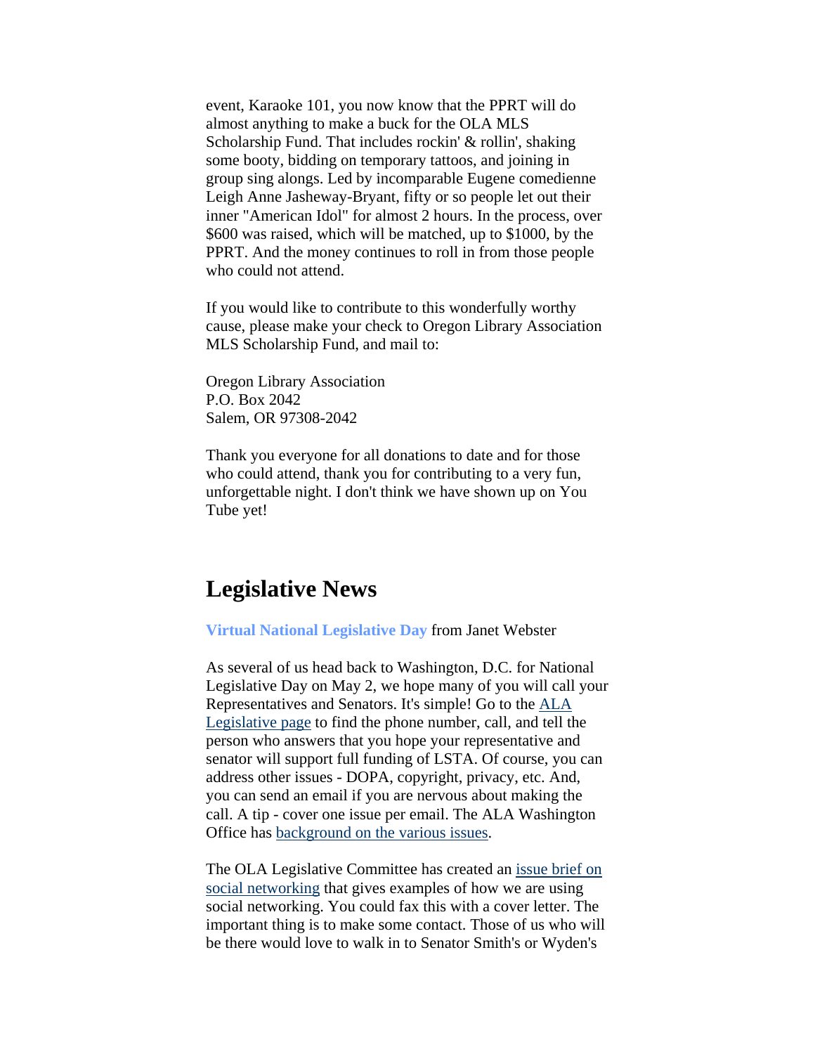event, Karaoke 101, you now know that the PPRT will do almost anything to make a buck for the OLA MLS Scholarship Fund. That includes rockin' & rollin', shaking some booty, bidding on temporary tattoos, and joining in group sing alongs. Led by incomparable Eugene comedienne Leigh Anne Jasheway-Bryant, fifty or so people let out their inner "American Idol" for almost 2 hours. In the process, over $600 was raised, which will be matched, up to $1000, by the PPRT. And the money continues to roll in from those people who could not attend.

If you would like to contribute to this wonderfully worthy cause, please make your check to Oregon Library Association MLS Scholarship Fund, and mail to:

Oregon Library Association
P.O. Box 2042
Salem, OR 97308-2042

Thank you everyone for all donations to date and for those who could attend, thank you for contributing to a very fun, unforgettable night. I don't think we have shown up on You Tube yet!

## Legislative News

**Virtual National Legislative Day** from Janet Webster

As several of us head back to Washington, D.C. for National Legislative Day on May 2, we hope many of you will call your Representatives and Senators. It's simple! Go to the ALA Legislative page to find the phone number, call, and tell the person who answers that you hope your representative and senator will support full funding of LSTA. Of course, you can address other issues - DOPA, copyright, privacy, etc. And, you can send an email if you are nervous about making the call. A tip - cover one issue per email. The ALA Washington Office has background on the various issues.

The OLA Legislative Committee has created an issue brief on social networking that gives examples of how we are using social networking. You could fax this with a cover letter. The important thing is to make some contact. Those of us who will be there would love to walk in to Senator Smith's or Wyden's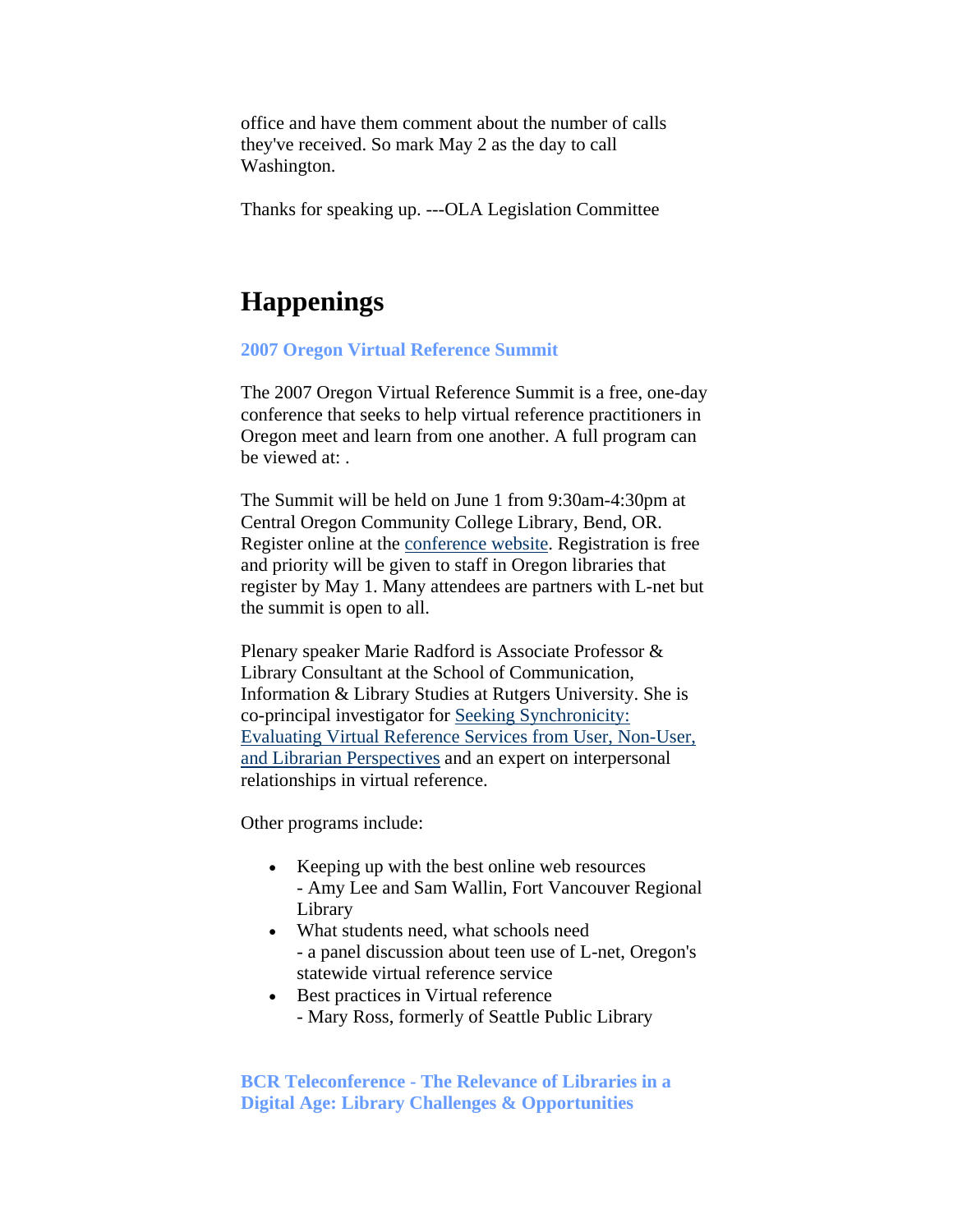office and have them comment about the number of calls they've received. So mark May 2 as the day to call Washington.

Thanks for speaking up. ---OLA Legislation Committee

# Happenings

### 2007 Oregon Virtual Reference Summit

The 2007 Oregon Virtual Reference Summit is a free, one-day conference that seeks to help virtual reference practitioners in Oregon meet and learn from one another. A full program can be viewed at: .

The Summit will be held on June 1 from 9:30am-4:30pm at Central Oregon Community College Library, Bend, OR. Register online at the conference website. Registration is free and priority will be given to staff in Oregon libraries that register by May 1. Many attendees are partners with L-net but the summit is open to all.

Plenary speaker Marie Radford is Associate Professor & Library Consultant at the School of Communication, Information & Library Studies at Rutgers University. She is co-principal investigator for Seeking Synchronicity: Evaluating Virtual Reference Services from User, Non-User, and Librarian Perspectives and an expert on interpersonal relationships in virtual reference.

Other programs include:

- Keeping up with the best online web resources
  - Amy Lee and Sam Wallin, Fort Vancouver Regional Library
- What students need, what schools need
  - a panel discussion about teen use of L-net, Oregon's statewide virtual reference service
- Best practices in Virtual reference
  - Mary Ross, formerly of Seattle Public Library

### BCR Teleconference - The Relevance of Libraries in a Digital Age: Library Challenges & Opportunities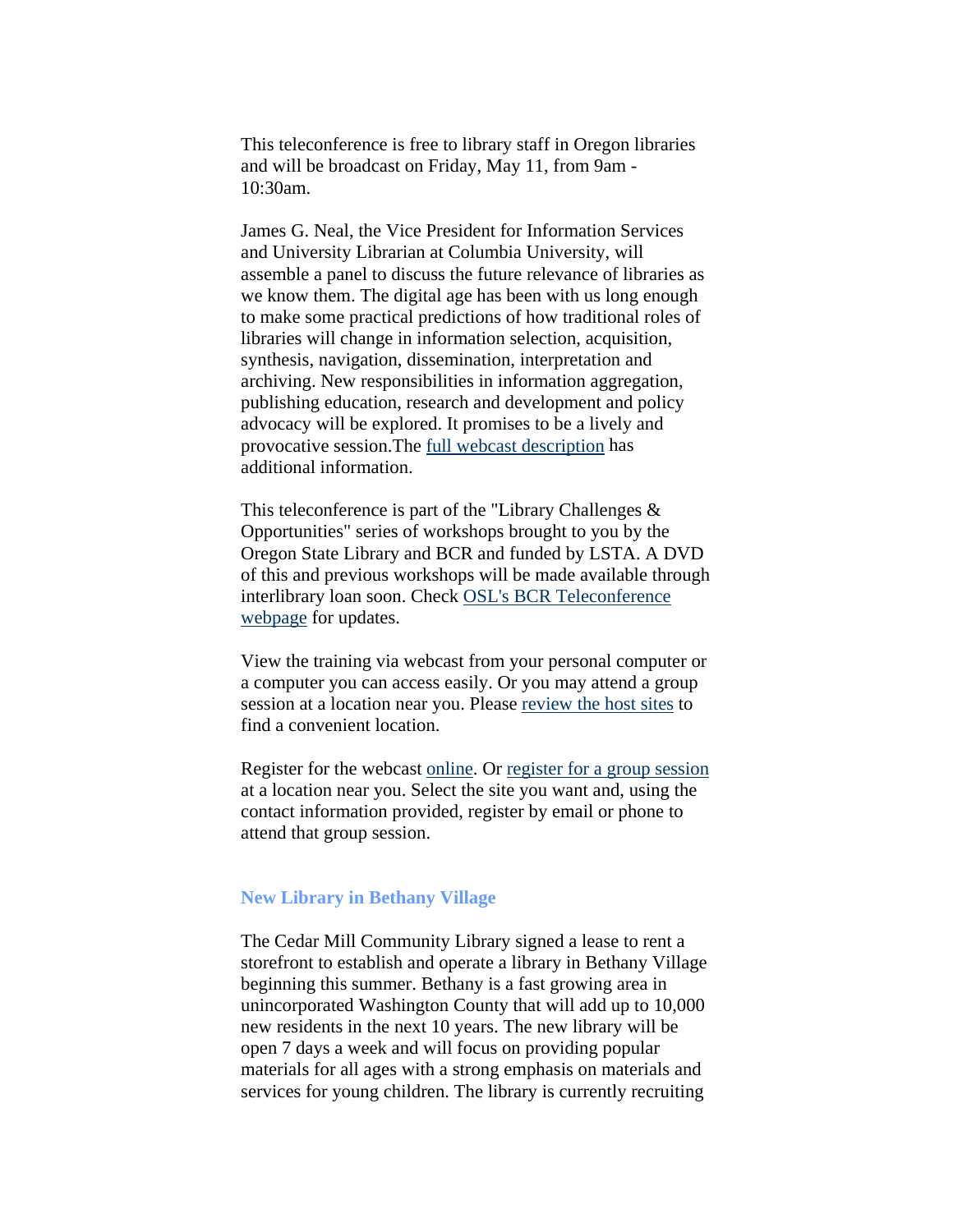This teleconference is free to library staff in Oregon libraries and will be broadcast on Friday, May 11, from 9am - 10:30am.

James G. Neal, the Vice President for Information Services and University Librarian at Columbia University, will assemble a panel to discuss the future relevance of libraries as we know them. The digital age has been with us long enough to make some practical predictions of how traditional roles of libraries will change in information selection, acquisition, synthesis, navigation, dissemination, interpretation and archiving. New responsibilities in information aggregation, publishing education, research and development and policy advocacy will be explored. It promises to be a lively and provocative session.The full webcast description has additional information.

This teleconference is part of the "Library Challenges & Opportunities" series of workshops brought to you by the Oregon State Library and BCR and funded by LSTA. A DVD of this and previous workshops will be made available through interlibrary loan soon. Check OSL's BCR Teleconference webpage for updates.

View the training via webcast from your personal computer or a computer you can access easily. Or you may attend a group session at a location near you. Please review the host sites to find a convenient location.

Register for the webcast online. Or register for a group session at a location near you. Select the site you want and, using the contact information provided, register by email or phone to attend that group session.

### New Library in Bethany Village

The Cedar Mill Community Library signed a lease to rent a storefront to establish and operate a library in Bethany Village beginning this summer. Bethany is a fast growing area in unincorporated Washington County that will add up to 10,000 new residents in the next 10 years. The new library will be open 7 days a week and will focus on providing popular materials for all ages with a strong emphasis on materials and services for young children. The library is currently recruiting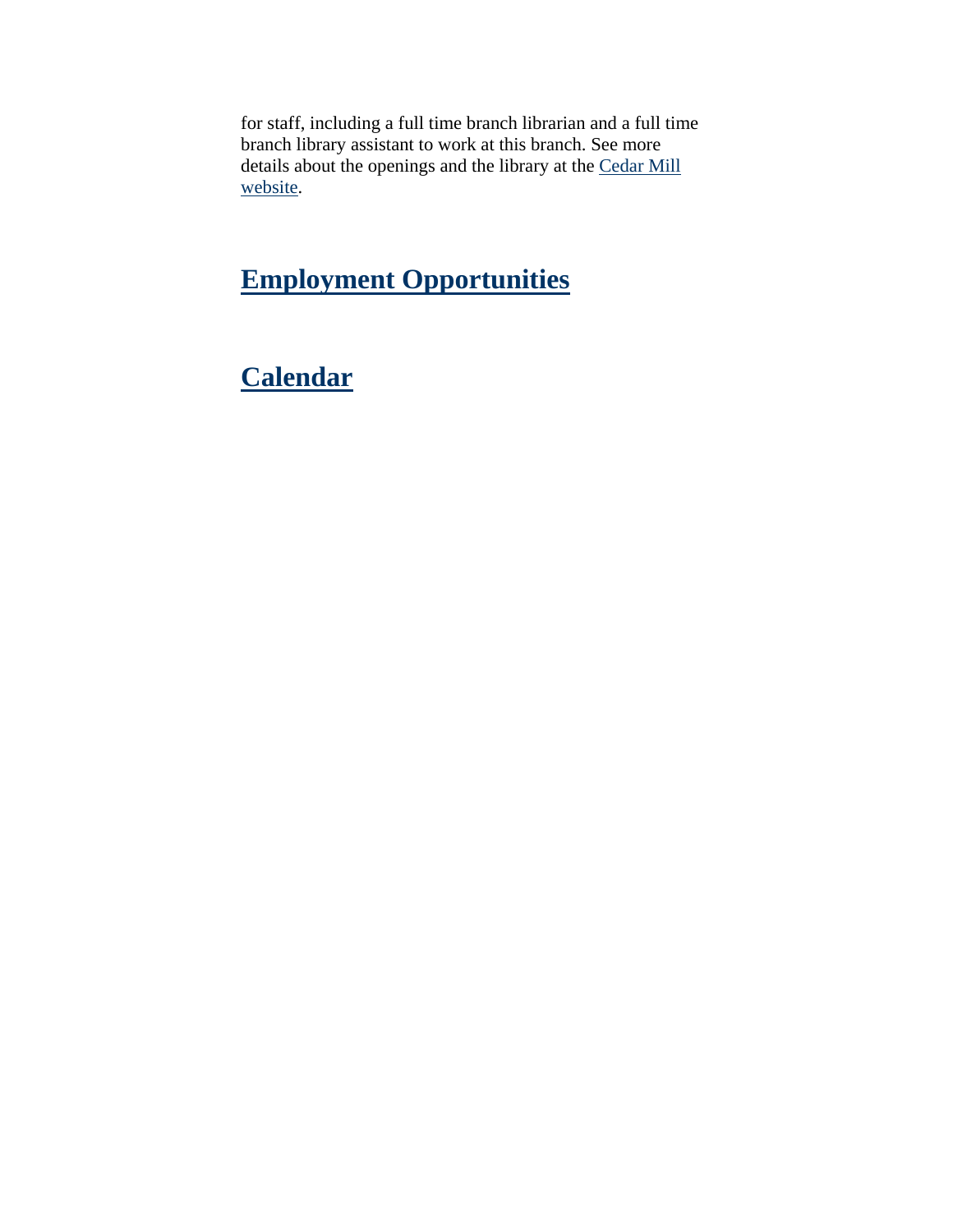for staff, including a full time branch librarian and a full time branch library assistant to work at this branch. See more details about the openings and the library at the Cedar Mill website.

## Employment Opportunities

## Calendar